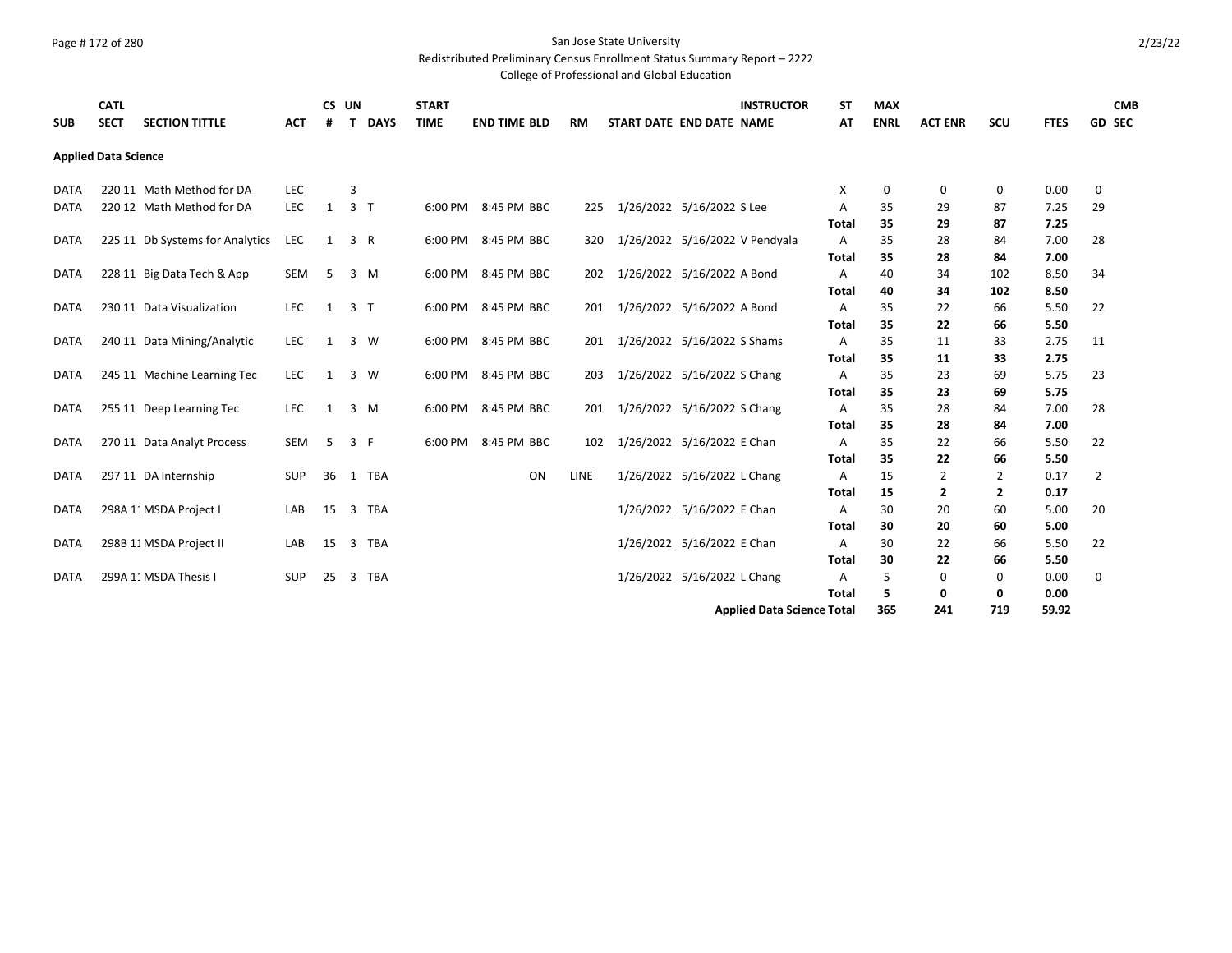San Jose State University

Redistributed Preliminary Census Enrollment Status Summary Report – 2222

College of Professional and Global Education

| SUB | CATL SECT | SECTION TITTLE | ACT | CS # | UN T | DAYS | START TIME | END TIME | BLD | RM | START DATE | END DATE | INSTRUCTOR NAME | ST AT | MAX ENRL | ACT ENR | SCU | FTES | GD | CMB SEC |
|---|---|---|---|---|---|---|---|---|---|---|---|---|---|---|---|---|---|---|---|---|
| **Applied Data Science** | | | | | | | | | | | | | | | | | | | | |
| DATA | 220 11 | Math Method for DA | LEC | | 3 | | | | | | | | | X | 0 | 0 | 0 | 0.00 | 0 | |
| DATA | 220 12 | Math Method for DA | LEC | 1 | 3 | T | 6:00 PM | 8:45 PM | BBC | 225 | 1/26/2022 | 5/16/2022 | S Lee | A | 35 | 29 | 87 | 7.25 | 29 | |
| | | | | | | | | | | | | | | **Total** | **35** | **29** | **87** | **7.25** | | |
| DATA | 225 11 | Db Systems for Analytics | LEC | 1 | 3 | R | 6:00 PM | 8:45 PM | BBC | 320 | 1/26/2022 | 5/16/2022 | V Pendyala | A | 35 | 28 | 84 | 7.00 | 28 | |
| | | | | | | | | | | | | | | **Total** | **35** | **28** | **84** | **7.00** | | |
| DATA | 228 11 | Big Data Tech & App | SEM | 5 | 3 | M | 6:00 PM | 8:45 PM | BBC | 202 | 1/26/2022 | 5/16/2022 | A Bond | A | 40 | 34 | 102 | 8.50 | 34 | |
| | | | | | | | | | | | | | | **Total** | **40** | **34** | **102** | **8.50** | | |
| DATA | 230 11 | Data Visualization | LEC | 1 | 3 | T | 6:00 PM | 8:45 PM | BBC | 201 | 1/26/2022 | 5/16/2022 | A Bond | A | 35 | 22 | 66 | 5.50 | 22 | |
| | | | | | | | | | | | | | | **Total** | **35** | **22** | **66** | **5.50** | | |
| DATA | 240 11 | Data Mining/Analytic | LEC | 1 | 3 | W | 6:00 PM | 8:45 PM | BBC | 201 | 1/26/2022 | 5/16/2022 | S Shams | A | 35 | 11 | 33 | 2.75 | 11 | |
| | | | | | | | | | | | | | | **Total** | **35** | **11** | **33** | **2.75** | | |
| DATA | 245 11 | Machine Learning Tec | LEC | 1 | 3 | W | 6:00 PM | 8:45 PM | BBC | 203 | 1/26/2022 | 5/16/2022 | S Chang | A | 35 | 23 | 69 | 5.75 | 23 | |
| | | | | | | | | | | | | | | **Total** | **35** | **23** | **69** | **5.75** | | |
| DATA | 255 11 | Deep Learning Tec | LEC | 1 | 3 | M | 6:00 PM | 8:45 PM | BBC | 201 | 1/26/2022 | 5/16/2022 | S Chang | A | 35 | 28 | 84 | 7.00 | 28 | |
| | | | | | | | | | | | | | | **Total** | **35** | **28** | **84** | **7.00** | | |
| DATA | 270 11 | Data Analyt Process | SEM | 5 | 3 | F | 6:00 PM | 8:45 PM | BBC | 102 | 1/26/2022 | 5/16/2022 | E Chan | A | 35 | 22 | 66 | 5.50 | 22 | |
| | | | | | | | | | | | | | | **Total** | **35** | **22** | **66** | **5.50** | | |
| DATA | 297 11 | DA Internship | SUP | 36 | 1 | TBA | | | ON | LINE | 1/26/2022 | 5/16/2022 | L Chang | A | 15 | 2 | 2 | 0.17 | 2 | |
| | | | | | | | | | | | | | | **Total** | **15** | **2** | **2** | **0.17** | | |
| DATA | 298A 11 | MSDA Project I | LAB | 15 | 3 | TBA | | | | | 1/26/2022 | 5/16/2022 | E Chan | A | 30 | 20 | 60 | 5.00 | 20 | |
| | | | | | | | | | | | | | | **Total** | **30** | **20** | **60** | **5.00** | | |
| DATA | 298B 11 | MSDA Project II | LAB | 15 | 3 | TBA | | | | | 1/26/2022 | 5/16/2022 | E Chan | A | 30 | 22 | 66 | 5.50 | 22 | |
| | | | | | | | | | | | | | | **Total** | **30** | **22** | **66** | **5.50** | | |
| DATA | 299A 11 | MSDA Thesis I | SUP | 25 | 3 | TBA | | | | | 1/26/2022 | 5/16/2022 | L Chang | A | 5 | 0 | 0 | 0.00 | 0 | |
| | | | | | | | | | | | | | | **Total** | **5** | **0** | **0** | **0.00** | | |
| | | | | | | | | | | | | | **Applied Data Science Total** | | **365** | **241** | **719** | **59.92** | | |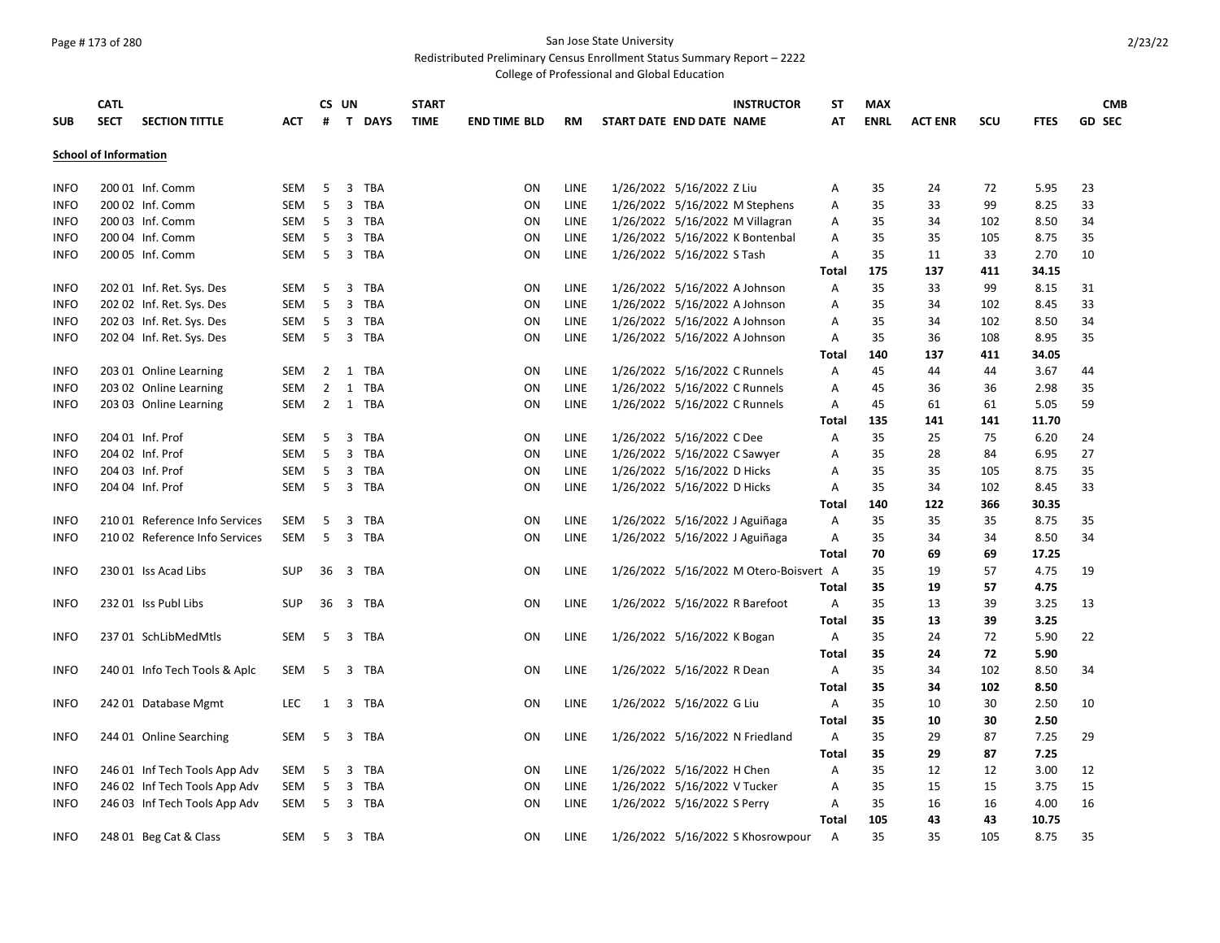San Jose State University

Redistributed Preliminary Census Enrollment Status Summary Report – 2222

College of Professional and Global Education

| SUB | CATL SECT | SECTION TITTLE | ACT | CS # | UN T | DAYS | START TIME | END TIME | BLD | RM | START DATE | END DATE | INSTRUCTOR NAME | ST AT | MAX ENRL | ACT ENR | SCU | FTES | GD | CMB SEC |
|---|---|---|---|---|---|---|---|---|---|---|---|---|---|---|---|---|---|---|---|---|
| **School of Information** | | | | | | | | | | | | | | | | | | | | |
| INFO | 200 01 | Inf. Comm | SEM | 5 | 3 | TBA | | | ON | LINE | 1/26/2022 | 5/16/2022 | Z Liu | A | 35 | 24 | 72 | 5.95 | 23 | |
| INFO | 200 02 | Inf. Comm | SEM | 5 | 3 | TBA | | | ON | LINE | 1/26/2022 | 5/16/2022 | M Stephens | A | 35 | 33 | 99 | 8.25 | 33 | |
| INFO | 200 03 | Inf. Comm | SEM | 5 | 3 | TBA | | | ON | LINE | 1/26/2022 | 5/16/2022 | M Villagran | A | 35 | 34 | 102 | 8.50 | 34 | |
| INFO | 200 04 | Inf. Comm | SEM | 5 | 3 | TBA | | | ON | LINE | 1/26/2022 | 5/16/2022 | K Bontenbal | A | 35 | 35 | 105 | 8.75 | 35 | |
| INFO | 200 05 | Inf. Comm | SEM | 5 | 3 | TBA | | | ON | LINE | 1/26/2022 | 5/16/2022 | S Tash | A | 35 | 11 | 33 | 2.70 | 10 | |
| | | | | | | | | | | | | | | **Total** | **175** | **137** | **411** | **34.15** | | |
| INFO | 202 01 | Inf. Ret. Sys. Des | SEM | 5 | 3 | TBA | | | ON | LINE | 1/26/2022 | 5/16/2022 | A Johnson | A | 35 | 33 | 99 | 8.15 | 31 | |
| INFO | 202 02 | Inf. Ret. Sys. Des | SEM | 5 | 3 | TBA | | | ON | LINE | 1/26/2022 | 5/16/2022 | A Johnson | A | 35 | 34 | 102 | 8.45 | 33 | |
| INFO | 202 03 | Inf. Ret. Sys. Des | SEM | 5 | 3 | TBA | | | ON | LINE | 1/26/2022 | 5/16/2022 | A Johnson | A | 35 | 34 | 102 | 8.50 | 34 | |
| INFO | 202 04 | Inf. Ret. Sys. Des | SEM | 5 | 3 | TBA | | | ON | LINE | 1/26/2022 | 5/16/2022 | A Johnson | A | 35 | 36 | 108 | 8.95 | 35 | |
| | | | | | | | | | | | | | | **Total** | **140** | **137** | **411** | **34.05** | | |
| INFO | 203 01 | Online Learning | SEM | 2 | 1 | TBA | | | ON | LINE | 1/26/2022 | 5/16/2022 | C Runnels | A | 45 | 44 | 44 | 3.67 | 44 | |
| INFO | 203 02 | Online Learning | SEM | 2 | 1 | TBA | | | ON | LINE | 1/26/2022 | 5/16/2022 | C Runnels | A | 45 | 36 | 36 | 2.98 | 35 | |
| INFO | 203 03 | Online Learning | SEM | 2 | 1 | TBA | | | ON | LINE | 1/26/2022 | 5/16/2022 | C Runnels | A | 45 | 61 | 61 | 5.05 | 59 | |
| | | | | | | | | | | | | | | **Total** | **135** | **141** | **141** | **11.70** | | |
| INFO | 204 01 | Inf. Prof | SEM | 5 | 3 | TBA | | | ON | LINE | 1/26/2022 | 5/16/2022 | C Dee | A | 35 | 25 | 75 | 6.20 | 24 | |
| INFO | 204 02 | Inf. Prof | SEM | 5 | 3 | TBA | | | ON | LINE | 1/26/2022 | 5/16/2022 | C Sawyer | A | 35 | 28 | 84 | 6.95 | 27 | |
| INFO | 204 03 | Inf. Prof | SEM | 5 | 3 | TBA | | | ON | LINE | 1/26/2022 | 5/16/2022 | D Hicks | A | 35 | 35 | 105 | 8.75 | 35 | |
| INFO | 204 04 | Inf. Prof | SEM | 5 | 3 | TBA | | | ON | LINE | 1/26/2022 | 5/16/2022 | D Hicks | A | 35 | 34 | 102 | 8.45 | 33 | |
| | | | | | | | | | | | | | | **Total** | **140** | **122** | **366** | **30.35** | | |
| INFO | 210 01 | Reference Info Services | SEM | 5 | 3 | TBA | | | ON | LINE | 1/26/2022 | 5/16/2022 | J Aguiñaga | A | 35 | 35 | 35 | 8.75 | 35 | |
| INFO | 210 02 | Reference Info Services | SEM | 5 | 3 | TBA | | | ON | LINE | 1/26/2022 | 5/16/2022 | J Aguiñaga | A | 35 | 34 | 34 | 8.50 | 34 | |
| | | | | | | | | | | | | | | **Total** | **70** | **69** | **69** | **17.25** | | |
| INFO | 230 01 | Iss Acad Libs | SUP | 36 | 3 | TBA | | | ON | LINE | 1/26/2022 | 5/16/2022 | M Otero-Boisvert | A | 35 | 19 | 57 | 4.75 | 19 | |
| | | | | | | | | | | | | | | **Total** | **35** | **19** | **57** | **4.75** | | |
| INFO | 232 01 | Iss Publ Libs | SUP | 36 | 3 | TBA | | | ON | LINE | 1/26/2022 | 5/16/2022 | R Barefoot | A | 35 | 13 | 39 | 3.25 | 13 | |
| | | | | | | | | | | | | | | **Total** | **35** | **13** | **39** | **3.25** | | |
| INFO | 237 01 | SchLibMedMtls | SEM | 5 | 3 | TBA | | | ON | LINE | 1/26/2022 | 5/16/2022 | K Bogan | A | 35 | 24 | 72 | 5.90 | 22 | |
| | | | | | | | | | | | | | | **Total** | **35** | **24** | **72** | **5.90** | | |
| INFO | 240 01 | Info Tech Tools & Aplc | SEM | 5 | 3 | TBA | | | ON | LINE | 1/26/2022 | 5/16/2022 | R Dean | A | 35 | 34 | 102 | 8.50 | 34 | |
| | | | | | | | | | | | | | | **Total** | **35** | **34** | **102** | **8.50** | | |
| INFO | 242 01 | Database Mgmt | LEC | 1 | 3 | TBA | | | ON | LINE | 1/26/2022 | 5/16/2022 | G Liu | A | 35 | 10 | 30 | 2.50 | 10 | |
| | | | | | | | | | | | | | | **Total** | **35** | **10** | **30** | **2.50** | | |
| INFO | 244 01 | Online Searching | SEM | 5 | 3 | TBA | | | ON | LINE | 1/26/2022 | 5/16/2022 | N Friedland | A | 35 | 29 | 87 | 7.25 | 29 | |
| | | | | | | | | | | | | | | **Total** | **35** | **29** | **87** | **7.25** | | |
| INFO | 246 01 | Inf Tech Tools App Adv | SEM | 5 | 3 | TBA | | | ON | LINE | 1/26/2022 | 5/16/2022 | H Chen | A | 35 | 12 | 12 | 3.00 | 12 | |
| INFO | 246 02 | Inf Tech Tools App Adv | SEM | 5 | 3 | TBA | | | ON | LINE | 1/26/2022 | 5/16/2022 | V Tucker | A | 35 | 15 | 15 | 3.75 | 15 | |
| INFO | 246 03 | Inf Tech Tools App Adv | SEM | 5 | 3 | TBA | | | ON | LINE | 1/26/2022 | 5/16/2022 | S Perry | A | 35 | 16 | 16 | 4.00 | 16 | |
| | | | | | | | | | | | | | | **Total** | **105** | **43** | **43** | **10.75** | | |
| INFO | 248 01 | Beg Cat & Class | SEM | 5 | 3 | TBA | | | ON | LINE | 1/26/2022 | 5/16/2022 | S Khosrowpour | A | 35 | 35 | 105 | 8.75 | 35 | |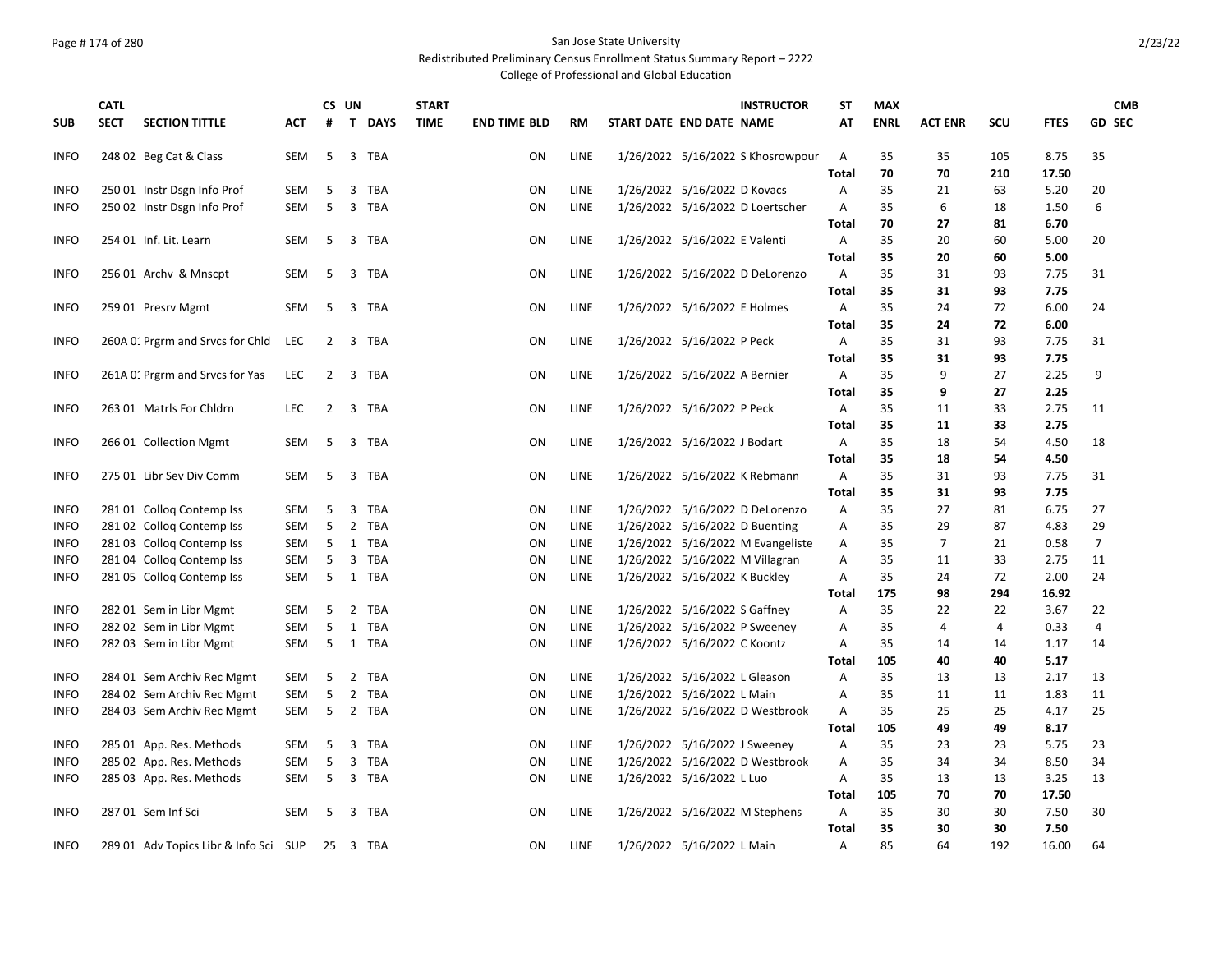San Jose State University

Redistributed Preliminary Census Enrollment Status Summary Report – 2222

College of Professional and Global Education

| SUB | CATL SECT | SECTION TITTLE | ACT | CS # | UN T | DAYS | START TIME | END TIME | BLD | RM | START DATE | END DATE | INSTRUCTOR NAME | ST AT | MAX ENRL | ACT ENR | SCU | FTES | GD | CMB SEC |
|---|---|---|---|---|---|---|---|---|---|---|---|---|---|---|---|---|---|---|---|---|
| INFO | 248 02 | Beg Cat & Class | SEM | 5 | 3 | TBA | | | ON | LINE | 1/26/2022 | 5/16/2022 | S Khosrowpour | A | 35 | 35 | 105 | 8.75 | 35 | |
| | | | | | | | | | | | | | | **Total** | **70** | **70** | **210** | **17.50** | | |
| INFO | 250 01 | Instr Dsgn Info Prof | SEM | 5 | 3 | TBA | | | ON | LINE | 1/26/2022 | 5/16/2022 | D Kovacs | A | 35 | 21 | 63 | 5.20 | 20 | |
| INFO | 250 02 | Instr Dsgn Info Prof | SEM | 5 | 3 | TBA | | | ON | LINE | 1/26/2022 | 5/16/2022 | D Loertscher | A | 35 | 6 | 18 | 1.50 | 6 | |
| | | | | | | | | | | | | | | **Total** | **70** | **27** | **81** | **6.70** | | |
| INFO | 254 01 | Inf. Lit. Learn | SEM | 5 | 3 | TBA | | | ON | LINE | 1/26/2022 | 5/16/2022 | E Valenti | A | 35 | 20 | 60 | 5.00 | 20 | |
| | | | | | | | | | | | | | | **Total** | **35** | **20** | **60** | **5.00** | | |
| INFO | 256 01 | Archv & Mnscpt | SEM | 5 | 3 | TBA | | | ON | LINE | 1/26/2022 | 5/16/2022 | D DeLorenzo | A | 35 | 31 | 93 | 7.75 | 31 | |
| | | | | | | | | | | | | | | **Total** | **35** | **31** | **93** | **7.75** | | |
| INFO | 259 01 | Presrv Mgmt | SEM | 5 | 3 | TBA | | | ON | LINE | 1/26/2022 | 5/16/2022 | E Holmes | A | 35 | 24 | 72 | 6.00 | 24 | |
| | | | | | | | | | | | | | | **Total** | **35** | **24** | **72** | **6.00** | | |
| INFO | 260A 01 | Prgrm and Srvcs for Chld | LEC | 2 | 3 | TBA | | | ON | LINE | 1/26/2022 | 5/16/2022 | P Peck | A | 35 | 31 | 93 | 7.75 | 31 | |
| | | | | | | | | | | | | | | **Total** | **35** | **31** | **93** | **7.75** | | |
| INFO | 261A 01 | Prgrm and Srvcs for Yas | LEC | 2 | 3 | TBA | | | ON | LINE | 1/26/2022 | 5/16/2022 | A Bernier | A | 35 | 9 | 27 | 2.25 | 9 | |
| | | | | | | | | | | | | | | **Total** | **35** | **9** | **27** | **2.25** | | |
| INFO | 263 01 | Matrls For Chldrn | LEC | 2 | 3 | TBA | | | ON | LINE | 1/26/2022 | 5/16/2022 | P Peck | A | 35 | 11 | 33 | 2.75 | 11 | |
| | | | | | | | | | | | | | | **Total** | **35** | **11** | **33** | **2.75** | | |
| INFO | 266 01 | Collection Mgmt | SEM | 5 | 3 | TBA | | | ON | LINE | 1/26/2022 | 5/16/2022 | J Bodart | A | 35 | 18 | 54 | 4.50 | 18 | |
| | | | | | | | | | | | | | | **Total** | **35** | **18** | **54** | **4.50** | | |
| INFO | 275 01 | Libr Sev Div Comm | SEM | 5 | 3 | TBA | | | ON | LINE | 1/26/2022 | 5/16/2022 | K Rebmann | A | 35 | 31 | 93 | 7.75 | 31 | |
| | | | | | | | | | | | | | | **Total** | **35** | **31** | **93** | **7.75** | | |
| INFO | 281 01 | Colloq Contemp Iss | SEM | 5 | 3 | TBA | | | ON | LINE | 1/26/2022 | 5/16/2022 | D DeLorenzo | A | 35 | 27 | 81 | 6.75 | 27 | |
| INFO | 281 02 | Colloq Contemp Iss | SEM | 5 | 2 | TBA | | | ON | LINE | 1/26/2022 | 5/16/2022 | D Buenting | A | 35 | 29 | 87 | 4.83 | 29 | |
| INFO | 281 03 | Colloq Contemp Iss | SEM | 5 | 1 | TBA | | | ON | LINE | 1/26/2022 | 5/16/2022 | M Evangeliste | A | 35 | 7 | 21 | 0.58 | 7 | |
| INFO | 281 04 | Colloq Contemp Iss | SEM | 5 | 3 | TBA | | | ON | LINE | 1/26/2022 | 5/16/2022 | M Villagran | A | 35 | 11 | 33 | 2.75 | 11 | |
| INFO | 281 05 | Colloq Contemp Iss | SEM | 5 | 1 | TBA | | | ON | LINE | 1/26/2022 | 5/16/2022 | K Buckley | A | 35 | 24 | 72 | 2.00 | 24 | |
| | | | | | | | | | | | | | | **Total** | **175** | **98** | **294** | **16.92** | | |
| INFO | 282 01 | Sem in Libr Mgmt | SEM | 5 | 2 | TBA | | | ON | LINE | 1/26/2022 | 5/16/2022 | S Gaffney | A | 35 | 22 | 22 | 3.67 | 22 | |
| INFO | 282 02 | Sem in Libr Mgmt | SEM | 5 | 1 | TBA | | | ON | LINE | 1/26/2022 | 5/16/2022 | P Sweeney | A | 35 | 4 | 4 | 0.33 | 4 | |
| INFO | 282 03 | Sem in Libr Mgmt | SEM | 5 | 1 | TBA | | | ON | LINE | 1/26/2022 | 5/16/2022 | C Koontz | A | 35 | 14 | 14 | 1.17 | 14 | |
| | | | | | | | | | | | | | | **Total** | **105** | **40** | **40** | **5.17** | | |
| INFO | 284 01 | Sem Archiv Rec Mgmt | SEM | 5 | 2 | TBA | | | ON | LINE | 1/26/2022 | 5/16/2022 | L Gleason | A | 35 | 13 | 13 | 2.17 | 13 | |
| INFO | 284 02 | Sem Archiv Rec Mgmt | SEM | 5 | 2 | TBA | | | ON | LINE | 1/26/2022 | 5/16/2022 | L Main | A | 35 | 11 | 11 | 1.83 | 11 | |
| INFO | 284 03 | Sem Archiv Rec Mgmt | SEM | 5 | 2 | TBA | | | ON | LINE | 1/26/2022 | 5/16/2022 | D Westbrook | A | 35 | 25 | 25 | 4.17 | 25 | |
| | | | | | | | | | | | | | | **Total** | **105** | **49** | **49** | **8.17** | | |
| INFO | 285 01 | App. Res. Methods | SEM | 5 | 3 | TBA | | | ON | LINE | 1/26/2022 | 5/16/2022 | J Sweeney | A | 35 | 23 | 23 | 5.75 | 23 | |
| INFO | 285 02 | App. Res. Methods | SEM | 5 | 3 | TBA | | | ON | LINE | 1/26/2022 | 5/16/2022 | D Westbrook | A | 35 | 34 | 34 | 8.50 | 34 | |
| INFO | 285 03 | App. Res. Methods | SEM | 5 | 3 | TBA | | | ON | LINE | 1/26/2022 | 5/16/2022 | L Luo | A | 35 | 13 | 13 | 3.25 | 13 | |
| | | | | | | | | | | | | | | **Total** | **105** | **70** | **70** | **17.50** | | |
| INFO | 287 01 | Sem Inf Sci | SEM | 5 | 3 | TBA | | | ON | LINE | 1/26/2022 | 5/16/2022 | M Stephens | A | 35 | 30 | 30 | 7.50 | 30 | |
| | | | | | | | | | | | | | | **Total** | **35** | **30** | **30** | **7.50** | | |
| INFO | 289 01 | Adv Topics Libr & Info Sci | SUP | 25 | 3 | TBA | | | ON | LINE | 1/26/2022 | 5/16/2022 | L Main | A | 85 | 64 | 192 | 16.00 | 64 | |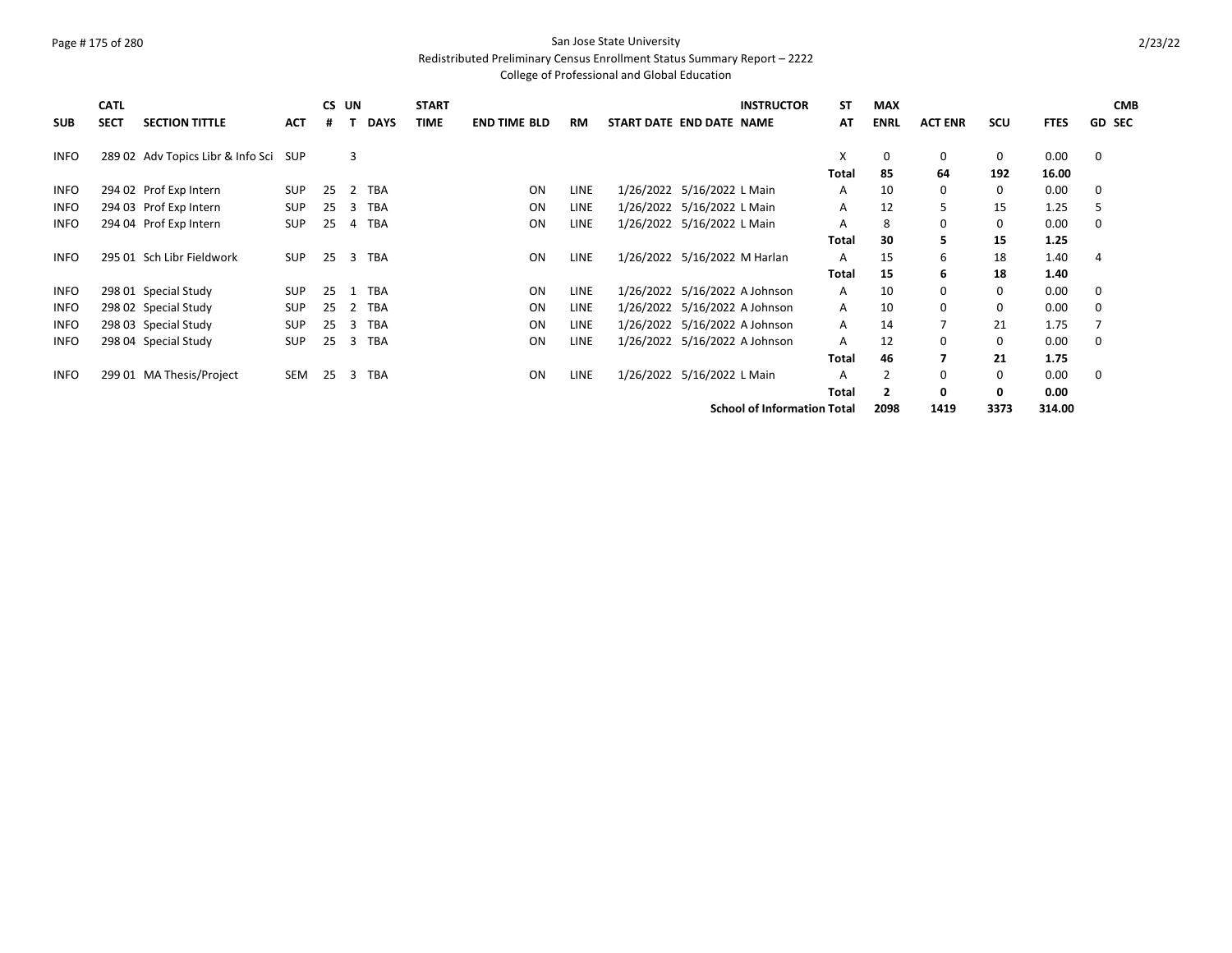San Jose State University
Redistributed Preliminary Census Enrollment Status Summary Report – 2222
College of Professional and Global Education

| SUB | CATL SECT | SECTION TITTLE | ACT | CS # | UN T | DAYS | START TIME | END TIME | BLD | RM | START DATE | END DATE | INSTRUCTOR NAME | ST AT | MAX ENRL | ACT ENR | SCU | FTES | GD | CMB SEC |
|---|---|---|---|---|---|---|---|---|---|---|---|---|---|---|---|---|---|---|---|---|
| INFO | 289 02 | Adv Topics Libr & Info Sci | SUP | | 3 | | | | | | | | | X | 0 | 0 | 0 | 0.00 | 0 | |
| | | | | | | | | | | | | | | **Total** | **85** | **64** | **192** | **16.00** | | |
| INFO | 294 02 | Prof Exp Intern | SUP | 25 | 2 | TBA | | | ON | LINE | 1/26/2022 | 5/16/2022 | L Main | A | 10 | 0 | 0 | 0.00 | 0 | |
| INFO | 294 03 | Prof Exp Intern | SUP | 25 | 3 | TBA | | | ON | LINE | 1/26/2022 | 5/16/2022 | L Main | A | 12 | 5 | 15 | 1.25 | 5 | |
| INFO | 294 04 | Prof Exp Intern | SUP | 25 | 4 | TBA | | | ON | LINE | 1/26/2022 | 5/16/2022 | L Main | A | 8 | 0 | 0 | 0.00 | 0 | |
| | | | | | | | | | | | | | | **Total** | **30** | **5** | **15** | **1.25** | | |
| INFO | 295 01 | Sch Libr Fieldwork | SUP | 25 | 3 | TBA | | | ON | LINE | 1/26/2022 | 5/16/2022 | M Harlan | A | 15 | 6 | 18 | 1.40 | 4 | |
| | | | | | | | | | | | | | | **Total** | **15** | **6** | **18** | **1.40** | | |
| INFO | 298 01 | Special Study | SUP | 25 | 1 | TBA | | | ON | LINE | 1/26/2022 | 5/16/2022 | A Johnson | A | 10 | 0 | 0 | 0.00 | 0 | |
| INFO | 298 02 | Special Study | SUP | 25 | 2 | TBA | | | ON | LINE | 1/26/2022 | 5/16/2022 | A Johnson | A | 10 | 0 | 0 | 0.00 | 0 | |
| INFO | 298 03 | Special Study | SUP | 25 | 3 | TBA | | | ON | LINE | 1/26/2022 | 5/16/2022 | A Johnson | A | 14 | 7 | 21 | 1.75 | 7 | |
| INFO | 298 04 | Special Study | SUP | 25 | 3 | TBA | | | ON | LINE | 1/26/2022 | 5/16/2022 | A Johnson | A | 12 | 0 | 0 | 0.00 | 0 | |
| | | | | | | | | | | | | | | **Total** | **46** | **7** | **21** | **1.75** | | |
| INFO | 299 01 | MA Thesis/Project | SEM | 25 | 3 | TBA | | | ON | LINE | 1/26/2022 | 5/16/2022 | L Main | A | 2 | 0 | 0 | 0.00 | 0 | |
| | | | | | | | | | | | | | | **Total** | **2** | **0** | **0** | **0.00** | | |
| | | | | | | | | | | | | | **School of Information** | **Total** | **2098** | **1419** | **3373** | **314.00** | | |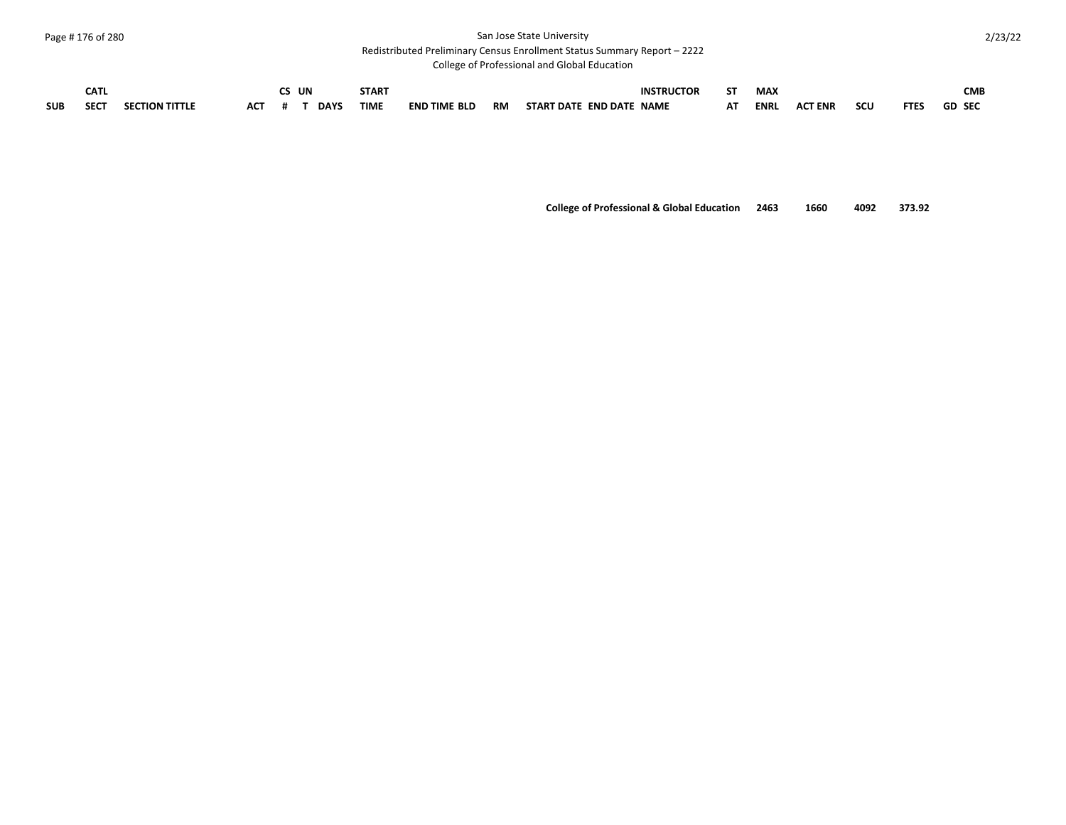| SUB | CATL SECT | SECTION TITTLE | ACT | CS # | UN T | DAYS | START TIME | END TIME | BLD | RM | START DATE | END DATE | INSTRUCTOR NAME | ST AT | MAX ENRL | ACT ENR | SCU | FTES | GD | CMB SEC |
|---|---|---|---|---|---|---|---|---|---|---|---|---|---|---|---|---|---|---|---|---|
| | | | | | | | | | | | | | **College of Professional & Global Education** | | **2463** | **1660** | **4092** | **373.92** | | |